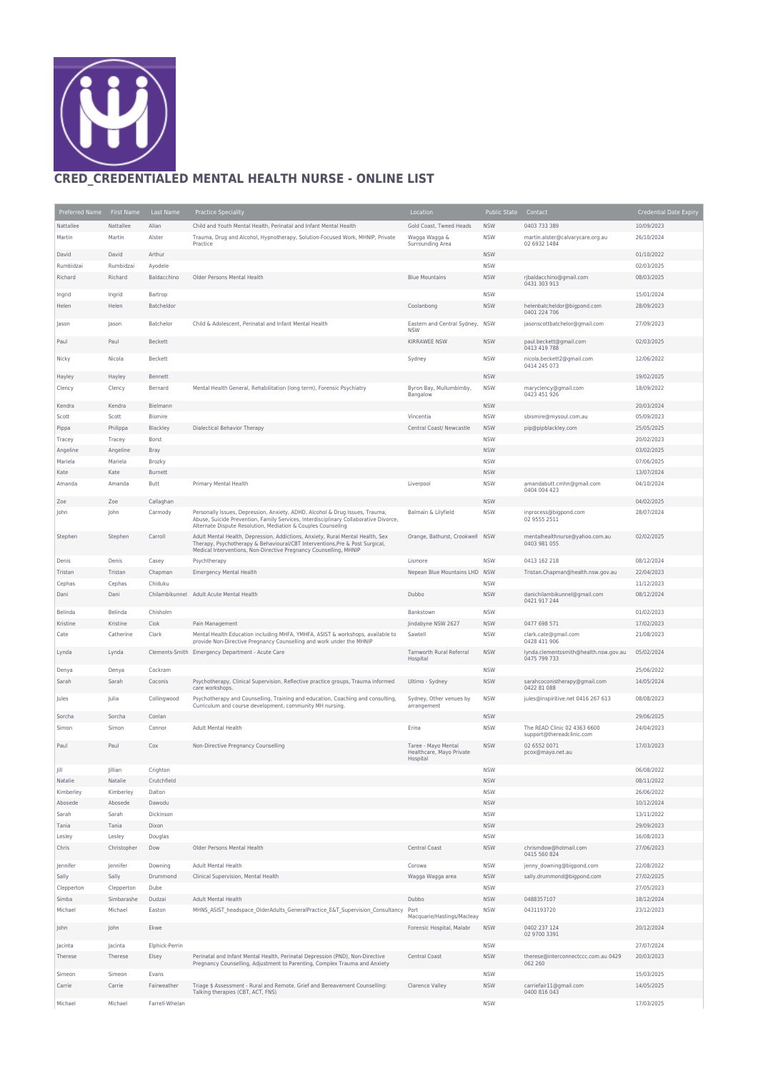# CRED_CREDENTIALED MENTAL HEALTH NURSE - ONLINE LIST

| Preferred Name | First Name | Last Name | Practice Speciality | Location | Public State | Contact | Credential Date Expiry |
|---|---|---|---|---|---|---|---|
| Nattallee | Nattallee | Allan | Child and Youth Mental Health, Perinatal and Infant Mental Health | Gold Coast, Tweed Heads | NSW | 0403 733 389 | 10/09/2023 |
| Martin | Martin | Alster | Trauma, Drug and Alcohol, Hypnotherapy, Solution-Focused Work, MHNIP, Private Practice | Wagga Wagga & Surrounding Area | NSW | martin.alster@calvarycare.org.au 02 6932 1484 | 26/10/2024 |
| David | David | Arthur | | | NSW | | 01/10/2022 |
| Rumbidzai | Rumbidzai | Ayodele | | | NSW | | 02/03/2025 |
| Richard | Richard | Baldacchino | Older Persons Mental Health | Blue Mountains | NSW | rjbaldacchino@gmail.com 0431 303 913 | 08/03/2025 |
| Ingrid | Ingrid | Bartrop | | | NSW | | 15/01/2024 |
| Helen | Helen | Batcheldor | | Coolanbong | NSW | helenbatcheldor@bigpond.com 0401 224 706 | 28/09/2023 |
| Jason | Jason | Batchelor | Child & Adolescent, Perinatal and Infant Mental Health | Eastern and Central Sydney, NSW | NSW | jasonscottbatchelor@gmail.com | 27/09/2023 |
| Paul | Paul | Beckett | | KIRRAWEE NSW | NSW | paul.beckett@gmail.com 0413 419 788 | 02/03/2025 |
| Nicky | Nicola | Beckett | | Sydney | NSW | nicola.beckett2@gmail.com 0414 245 073 | 12/06/2022 |
| Hayley | Hayley | Bennett | | | NSW | | 19/02/2025 |
| Clency | Clency | Bernard | Mental Health General, Rehabilitation (long term), Forensic Psychiatry | Byron Bay, Mullumbimby, Bangalow | NSW | maryclency@gmail.com 0423 451 926 | 18/09/2022 |
| Kendra | Kendra | Bielmann | | | NSW | | 20/03/2024 |
| Scott | Scott | Bismire | | Vincentia | NSW | sbismire@mysoul.com.au | 05/09/2023 |
| Pippa | Philippa | Blackley | Dialectical Behavior Therapy | Central Coast/ Newcastle | NSW | pip@pipblackley.com | 25/05/2025 |
| Tracey | Tracey | Borst | | | NSW | | 20/02/2023 |
| Angeline | Angeline | Bray | | | NSW | | 03/02/2025 |
| Mariela | Mariela | Brozky | | | NSW | | 07/06/2025 |
| Kate | Kate | Burnett | | | NSW | | 13/07/2024 |
| Amanda | Amanda | Butt | Primary Mental Health | Liverpool | NSW | amandabutt.cmhn@gmail.com 0404 004 423 | 04/10/2024 |
| Zoe | Zoe | Callaghan | | | NSW | | 04/02/2025 |
| John | John | Carmody | Personally Issues, Depression, Anxiety, ADHD, Alcohol & Drug Issues, Trauma, Abuse, Suicide Prevention, Family Services, Interdisciplinary Collaborative Divorce, Alternate Dispute Resolution, Mediation & Couples Counseling | Balmain & Lilyfield | NSW | inprocess@bigpond.com 02 9555 2511 | 28/07/2024 |
| Stephen | Stephen | Carroll | Adult Mental Health, Depression, Addictions, Anxiety, Rural Mental Health, Sex Therapy, Psychotherapy & Behavioural/CBT Interventions,Pre & Post Surgical, Medical Interventions, Non-Directive Pregnancy Counselling, MHNIP | Orange, Bathurst, Crookwell | NSW | mentalhealthnurse@yahoo.com.au 0403 981 055 | 02/02/2025 |
| Denis | Denis | Casey | Psychtherapy | Lismore | NSW | 0413 162 218 | 08/12/2024 |
| Tristan | Tristan | Chapman | Emergency Mental Health | Nepean Blue Mountains LHD | NSW | Tristan.Chapman@health.nsw.gov.au | 22/04/2023 |
| Cephas | Cephas | Chiduku | | | NSW | | 11/12/2023 |
| Dani | Dani | Chilambikunnel | Adult Acute Mental Health | Dubbo | NSW | danichilambikunnel@gmail.com 0421 917 244 | 08/12/2024 |
| Belinda | Belinda | Chisholm | | Bankstown | NSW | | 01/02/2023 |
| Kristine | Kristine | Ciok | Pain Management | Jindabyne NSW 2627 | NSW | 0477 698 571 | 17/02/2023 |
| Cate | Catherine | Clark | Mental Health Education including MHFA, YMHFA, ASIST & workshops, available to provide Non-Directive Pregnancy Counselling and work under the MHNIP | Sawtell | NSW | clark.cate@gmail.com 0428 411 906 | 21/08/2023 |
| Lynda | Lynda | Clements-Smith | Emergency Department - Acute Care | Tamworth Rural Referral Hospital | NSW | lynda.clementssmith@health.nsw.gov.au 0475 799 733 | 05/02/2024 |
| Denya | Denya | Cockram | | | NSW | | 25/06/2022 |
| Sarah | Sarah | Coconis | Psychotherapy, Clinical Supervision, Reflective practice groups, Trauma informed care workshops. | Ultimo - Sydney | NSW | sarahcoconistherapy@gmail.com 0422 81 088 | 14/05/2024 |
| Jules | Julia | Collingwood | Psychotherapy and Counselling, Training and education, Coaching and consulting, Curriculum and course development, community MH nursing. | Sydney, Other venues by arrangement | NSW | jules@inspiritive.net 0416 267 613 | 08/08/2023 |
| Sorcha | Sorcha | Conlan | | | NSW | | 29/06/2025 |
| Simon | Simon | Connor | Adult Mental Health | Erina | NSW | The READ Clinic 02 4363 6600 support@thereadclinic.com | 24/04/2023 |
| Paul | Paul | Cox | Non-Directive Pregnancy Counselling | Taree - Mayo Mental Healthcare, Mayo Private Hospital | NSW | 02 6552 0071 pcox@mayo.net.au | 17/03/2023 |
| Jill | Jillian | Crighton | | | NSW | | 06/08/2022 |
| Natalie | Natalie | Crutchfield | | | NSW | | 08/11/2022 |
| Kimberley | Kimberley | Dalton | | | NSW | | 26/06/2022 |
| Abosede | Abosede | Dawodu | | | NSW | | 10/12/2024 |
| Sarah | Sarah | Dickinson | | | NSW | | 13/11/2022 |
| Tania | Tania | Dixon | | | NSW | | 29/09/2023 |
| Lesley | Lesley | Douglas | | | NSW | | 16/08/2023 |
| Chris | Christopher | Dow | Older Persons Mental Health | Central Coast | NSW | chrismdow@hotmail.com 0415 560 824 | 27/06/2023 |
| Jennifer | Jennifer | Downing | Adult Mental Health | Corowa | NSW | jenny_downing@bigpond.com | 22/08/2022 |
| Sally | Sally | Drummond | Clinical Supervision, Mental Health | Wagga Wagga area | NSW | sally.drummond@bigpond.com | 27/02/2025 |
| Clepperton | Clepperton | Dube | | | NSW | | 27/05/2023 |
| Simba | Simbarashe | Dudzai | Adult Mental Health | Dubbo | NSW | 0488357107 | 18/12/2024 |
| Michael | Michael | Easton | MHNS_ASIST_headspace_OlderAdults_GeneralPractice_E&T_Supervision_Consultancy | Port Macquarie/Hastings/Macleay | NSW | 0431193720 | 23/12/2023 |
| John | John | Ekwe | | Forensic Hospital, Malabr | NSW | 0402 237 124 02 9700 3391 | 20/12/2024 |
| Jacinta | Jacinta | Elphick-Perrin | | | NSW | | 27/07/2024 |
| Therese | Therese | Elsey | Perinatal and Infant Mental Health, Perinatal Depression (PND), Non-Directive Pregnancy Counselling, Adjustment to Parenting, Complex Trauma and Anxiety | Central Coast | NSW | therese@interconnectccc.com.au 0429 062 260 | 20/03/2023 |
| Simeon | Simeon | Evans | | | NSW | | 15/03/2025 |
| Carrie | Carrie | Fairweather | Triage $ Assessment - Rural and Remote. Grief and Bereavement Counselling: Talking therapies (CBT, ACT, FNS) | Clarence Valley | NSW | carriefair11@gmail.com 0400 816 043 | 14/05/2025 |
| Michael | Michael | Farrell-Whelan | | | NSW | | 17/03/2025 |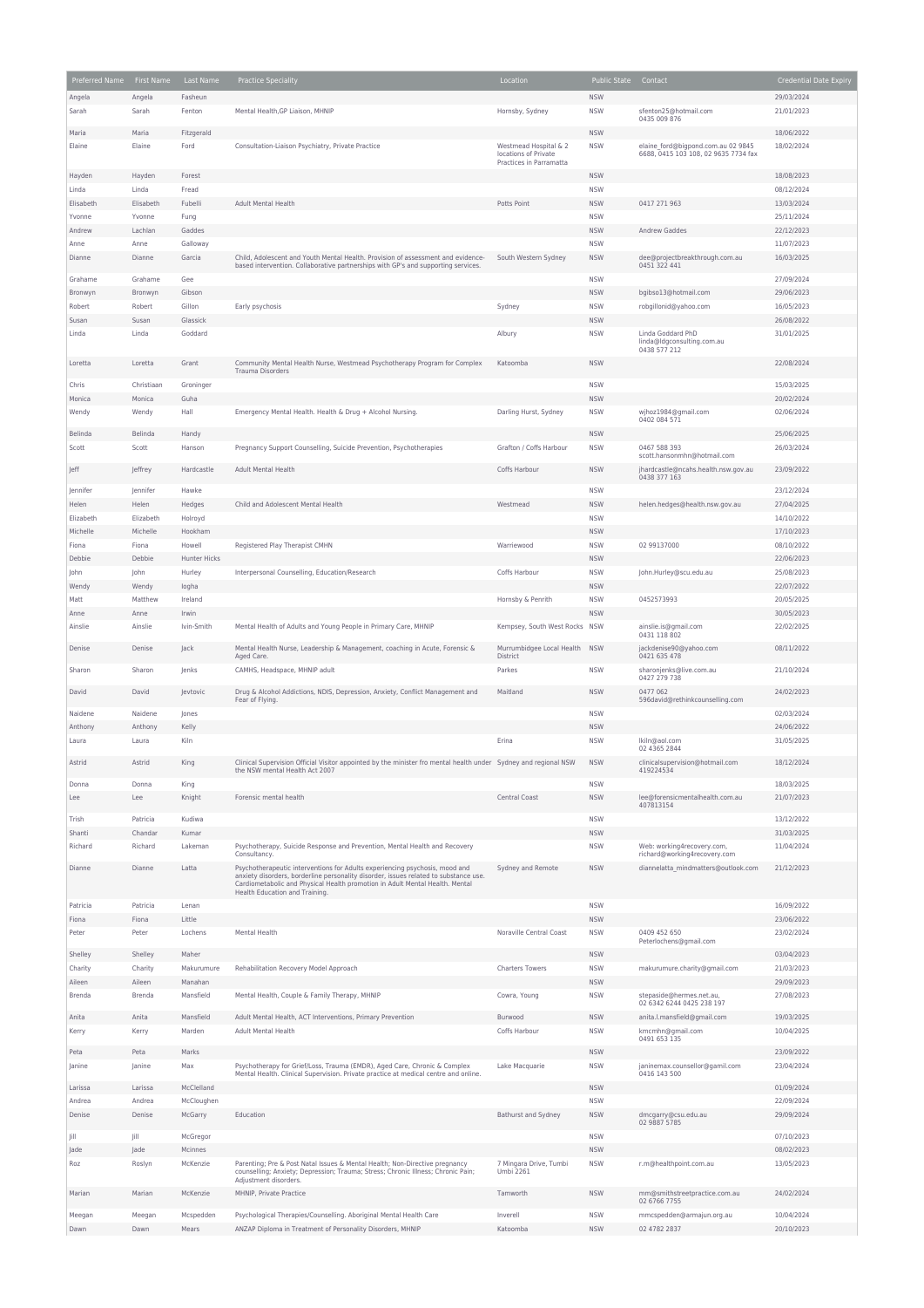| Preferred Name | First Name | Last Name | Practice Speciality | Location | Public State | Contact | Credential Date Expiry |
|---|---|---|---|---|---|---|---|
| Angela | Angela | Fasheun | | | NSW | | 29/03/2024 |
| Sarah | Sarah | Fenton | Mental Health,GP Liaison, MHNIP | Hornsby, Sydney | NSW | sfenton25@hotmail.com 0435 009 876 | 21/01/2023 |
| Maria | Maria | Fitzgerald | | | NSW | | 18/06/2022 |
| Elaine | Elaine | Ford | Consultation-Liaison Psychiatry, Private Practice | Westmead Hospital & 2 locations of Private Practices in Parramatta | NSW | elaine_ford@bigpond.com.au 02 9845 6688, 0415 103 108, 02 9635 7734 fax | 18/02/2024 |
| Hayden | Hayden | Forest | | | NSW | | 18/08/2023 |
| Linda | Linda | Fread | | | NSW | | 08/12/2024 |
| Elisabeth | Elisabeth | Fubelli | Adult Mental Health | Potts Point | NSW | 0417 271 963 | 13/03/2024 |
| Yvonne | Yvonne | Fung | | | NSW | | 25/11/2024 |
| Andrew | Lachlan | Gaddes | | | NSW | Andrew Gaddes | 22/12/2023 |
| Anne | Anne | Galloway | | | NSW | | 11/07/2023 |
| Dianne | Dianne | Garcia | Child, Adolescent and Youth Mental Health. Provision of assessment and evidence-based intervention. Collaborative partnerships with GP's and supporting services. | South Western Sydney | NSW | dee@projectbreakthrough.com.au 0451 322 441 | 16/03/2025 |
| Grahame | Grahame | Gee | | | NSW | | 27/09/2024 |
| Bronwyn | Bronwyn | Gibson | | | NSW | bgibso13@hotmail.com | 29/06/2023 |
| Robert | Robert | Gillon | Early psychosis | Sydney | NSW | robgillonid@yahoo.com | 16/05/2023 |
| Susan | Susan | Glassick | | | NSW | | 26/08/2022 |
| Linda | Linda | Goddard | | Albury | NSW | Linda Goddard PhD linda@ldgconsulting.com.au 0438 577 212 | 31/01/2025 |
| Loretta | Loretta | Grant | Community Mental Health Nurse, Westmead Psychotherapy Program for Complex Trauma Disorders | Katoomba | NSW | | 22/08/2024 |
| Chris | Christiaan | Groninger | | | NSW | | 15/03/2025 |
| Monica | Monica | Guha | | | NSW | | 20/02/2024 |
| Wendy | Wendy | Hall | Emergency Mental Health. Health & Drug + Alcohol Nursing. | Darling Hurst, Sydney | NSW | wjhoz1984@gmail.com 0402 084 571 | 02/06/2024 |
| Belinda | Belinda | Handy | | | NSW | | 25/06/2025 |
| Scott | Scott | Hanson | Pregnancy Support Counselling, Suicide Prevention, Psychotherapies | Grafton / Coffs Harbour | NSW | 0467 588 393 scott.hansonmhn@hotmail.com | 26/03/2024 |
| Jeff | Jeffrey | Hardcastle | Adult Mental Health | Coffs Harbour | NSW | jhardcastle@ncahs.health.nsw.gov.au 0438 377 163 | 23/09/2022 |
| Jennifer | Jennifer | Hawke | | | NSW | | 23/12/2024 |
| Helen | Helen | Hedges | Child and Adolescent Mental Health | Westmead | NSW | helen.hedges@health.nsw.gov.au | 27/04/2025 |
| Elizabeth | Elizabeth | Holroyd | | | NSW | | 14/10/2022 |
| Michelle | Michelle | Hookham | | | NSW | | 17/10/2023 |
| Fiona | Fiona | Howell | Registered Play Therapist CMHN | Warriewood | NSW | 02 99137000 | 08/10/2022 |
| Debbie | Debbie | Hunter Hicks | | | NSW | | 22/06/2023 |
| John | John | Hurley | Interpersonal Counselling, Education/Research | Coffs Harbour | NSW | John.Hurley@scu.edu.au | 25/08/2023 |
| Wendy | Wendy | Iogha | | | NSW | | 22/07/2022 |
| Matt | Matthew | Ireland | | Hornsby & Penrith | NSW | 0452573993 | 20/05/2025 |
| Anne | Anne | Irwin | | | NSW | | 30/05/2023 |
| Ainslie | Ainslie | Ivin-Smith | Mental Health of Adults and Young People in Primary Care, MHNIP | Kempsey, South West Rocks | NSW | ainslie.is@gmail.com 0431 118 802 | 22/02/2025 |
| Denise | Denise | Jack | Mental Health Nurse, Leadership & Management, coaching in Acute, Forensic & Aged Care. | Murrumbidgee Local Health District | NSW | jackdenise90@yahoo.com 0421 635 478 | 08/11/2022 |
| Sharon | Sharon | Jenks | CAMHS, Headspace, MHNIP adult | Parkes | NSW | sharonjenks@live.com.au 0427 279 738 | 21/10/2024 |
| David | David | Jevtovic | Drug & Alcohol Addictions, NDIS, Depression, Anxiety, Conflict Management and Fear of Flying. | Maitland | NSW | 0477 062 596david@rethinkcounselling.com | 24/02/2023 |
| Naidene | Naidene | Jones | | | NSW | | 02/03/2024 |
| Anthony | Anthony | Kelly | | | NSW | | 24/06/2022 |
| Laura | Laura | Kiln | | Erina | NSW | lkiln@aol.com 02 4365 2844 | 31/05/2025 |
| Astrid | Astrid | King | Clinical Supervision Official Visitor appointed by the minister fro mental health under the NSW mental Health Act 2007 | Sydney and regional NSW | NSW | clinicalsupervision@hotmail.com 419224534 | 18/12/2024 |
| Donna | Donna | King | | | NSW | | 18/03/2025 |
| Lee | Lee | Knight | Forensic mental health | Central Coast | NSW | lee@forensicmentalhealth.com.au 407813154 | 21/07/2023 |
| Trish | Patricia | Kudiwa | | | NSW | | 13/12/2022 |
| Shanti | Chandar | Kumar | | | NSW | | 31/03/2025 |
| Richard | Richard | Lakeman | Psychotherapy, Suicide Response and Prevention, Mental Health and Recovery Consultancy. | | NSW | Web: working4recovery.com, richard@working4recovery.com | 11/04/2024 |
| Dianne | Dianne | Latta | Psychotherapeutic interventions for Adults experiencing psychosis, mood and anxiety disorders, borderline personality disorder, issues related to substance use. Cardiometabolic and Physical Health promotion in Adult Mental Health. Mental Health Education and Training. | Sydney and Remote | NSW | diannelatta_mindmatters@outlook.com | 21/12/2023 |
| Patricia | Patricia | Lenan | | | NSW | | 16/09/2022 |
| Fiona | Fiona | Little | | | NSW | | 23/06/2022 |
| Peter | Peter | Lochens | Mental Health | Noraville Central Coast | NSW | 0409 452 650 Peterlochens@gmail.com | 23/02/2024 |
| Shelley | Shelley | Maher | | | NSW | | 03/04/2023 |
| Charity | Charity | Makurumure | Rehabilitation Recovery Model Approach | Charters Towers | NSW | makurumure.charity@gmail.com | 21/03/2023 |
| Aileen | Aileen | Manahan | | | NSW | | 29/09/2023 |
| Brenda | Brenda | Mansfield | Mental Health, Couple & Family Therapy, MHNIP | Cowra, Young | NSW | stepaside@hermes.net.au, 02 6342 6244 0425 238 197 | 27/08/2023 |
| Anita | Anita | Mansfield | Adult Mental Health, ACT Interventions, Primary Prevention | Burwood | NSW | anita.l.mansfield@gmail.com | 19/03/2025 |
| Kerry | Kerry | Marden | Adult Mental Health | Coffs Harbour | NSW | kmcmhn@gmail.com 0491 653 135 | 10/04/2025 |
| Peta | Peta | Marks | | | NSW | | 23/09/2022 |
| Janine | Janine | Max | Psychotherapy for Grief/Loss, Trauma (EMDR), Aged Care, Chronic & Complex Mental Health. Clinical Supervision. Private practice at medical centre and online. | Lake Macquarie | NSW | janinemax.counsellor@gamil.com 0416 143 500 | 23/04/2024 |
| Larissa | Larissa | McClelland | | | NSW | | 01/09/2024 |
| Andrea | Andrea | McCloughen | | | NSW | | 22/09/2024 |
| Denise | Denise | McGarry | Education | Bathurst and Sydney | NSW | dmcgarry@csu.edu.au 02 9887 5785 | 29/09/2024 |
| Jill | Jill | McGregor | | | NSW | | 07/10/2023 |
| Jade | Jade | Mcinnes | | | NSW | | 08/02/2023 |
| Roz | Roslyn | McKenzie | Parenting; Pre & Post Natal Issues & Mental Health; Non-Directive pregnancy counselling; Anxiety; Depression; Trauma; Stress; Chronic Illness; Chronic Pain; Adjustment disorders. | 7 Mingara Drive, Tumbi Umbi 2261 | NSW | r.m@healthpoint.com.au | 13/05/2023 |
| Marian | Marian | McKenzie | MHNIP, Private Practice | Tamworth | NSW | mm@smithstreetpractice.com.au 02 6766 7755 | 24/02/2024 |
| Meegan | Meegan | Mcspedden | Psychological Therapies/Counselling. Aboriginal Mental Health Care | Inverell | NSW | mmcspedden@armajun.org.au | 10/04/2024 |
| Dawn | Dawn | Mears | ANZAP Diploma in Treatment of Personality Disorders, MHNIP | Katoomba | NSW | 02 4782 2837 | 20/10/2023 |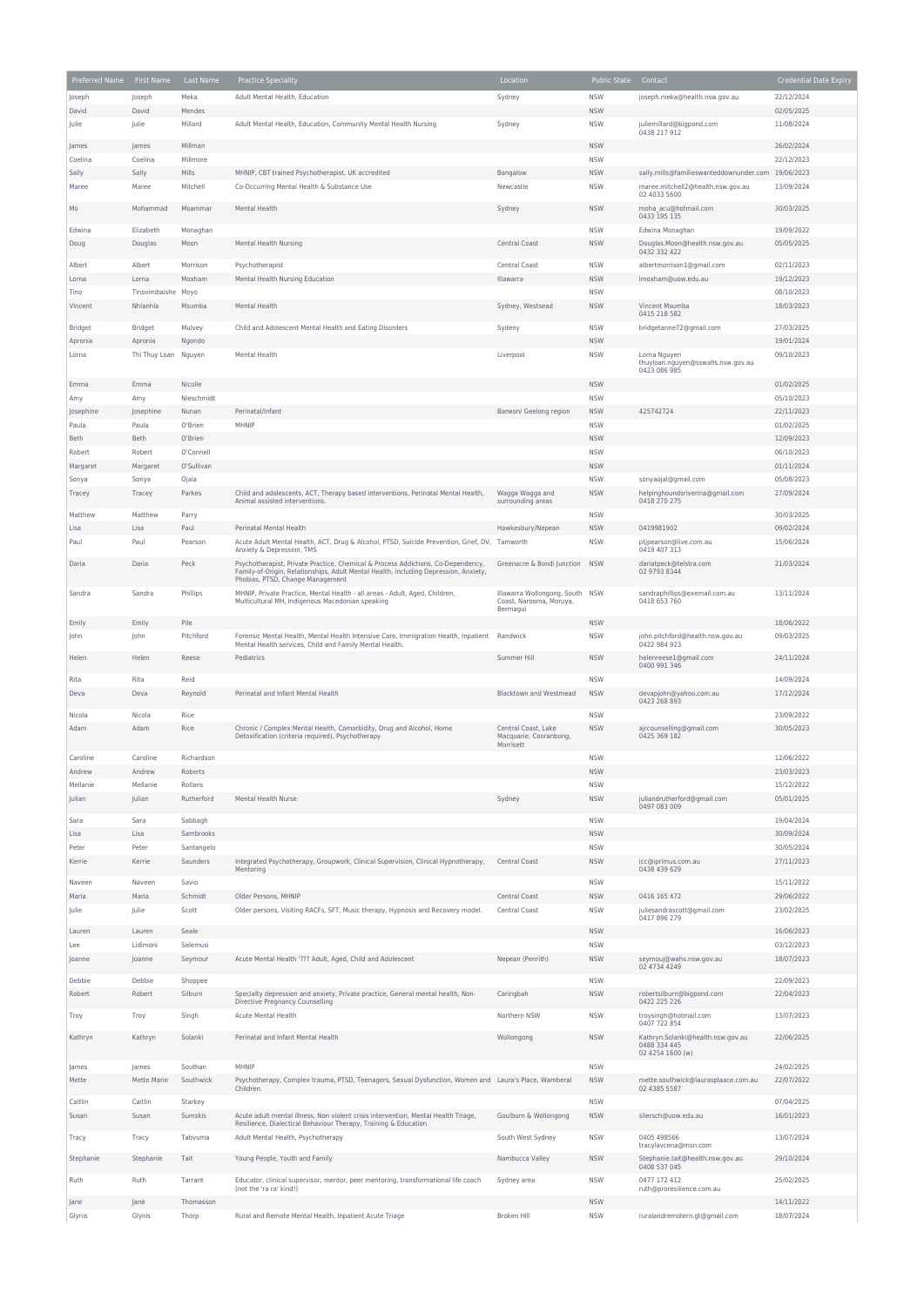| Preferred Name | First Name | Last Name | Practice Speciality | Location | Public State | Contact | Credential Date Expiry |
|---|---|---|---|---|---|---|---|
| Joseph | Joseph | Meka | Adult Mental Health, Education | Sydney | NSW | joseph.meka@health.nsw.gov.au | 22/12/2024 |
| David | David | Mendes | | | NSW | | 02/05/2025 |
| Julie | Julie | Millard | Adult Mental Health, Education, Community Mental Health Nursing | Sydney | NSW | juliemillard@bigpond.com 0438 217 912 | 11/08/2024 |
| James | James | Millman | | | NSW | | 26/02/2024 |
| Coelina | Coelina | Millmore | | | NSW | | 22/12/2023 |
| Sally | Sally | Mills | MHNIP, CBT trained Psychotherapist, UK accredited | Bangalow | NSW | sally.mills@familieswanteddownunder.com | 19/06/2023 |
| Maree | Maree | Mitchell | Co-Occurring Mental Health & Substance Use | Newcastle | NSW | maree.mitchell2@health.nsw.gov.au 02 4033 5600 | 13/09/2024 |
| Mo | Mohammad | Moammar | Mental Health | Sydney | NSW | moha_acu@hotmail.com 0433 195 135 | 30/03/2025 |
| Edwina | Elizabeth | Monaghan | | | NSW | Edwina Monaghan | 19/09/2022 |
| Doug | Douglas | Moon | Mental Health Nursing | Central Coast | NSW | Douglas.Moon@health.nsw.gov.au 0432 332 422 | 05/05/2025 |
| Albert | Albert | Morrison | Psychotherapist | Central Coast | NSW | albertmorrison1@gmail.com | 02/11/2023 |
| Lorna | Lorna | Moxham | Mental Health Nursing Education | Illawarra | NSW | lmoxham@uow.edu.au | 19/12/2023 |
| Tino | Tinovimbaishe | Moyo | | | NSW | | 08/10/2023 |
| Vincent | Nhlanhla | Msumba | Mental Health | Sydney, Westsead | NSW | Vincent Msumba 0415 218 582 | 18/03/2023 |
| Bridget | Bridget | Mulvey | Child and Adolescent Mental Health and Eating Disorders | Sydeny | NSW | bridgetanne72@gmail.com | 27/03/2025 |
| Apronia | Apronia | Ngondo | | | NSW | | 19/01/2024 |
| Lorna | Thi Thuy Loan | Nguyen | Mental Health | Liverpool | NSW | Lorna Nguyen thuyloan.nguyen@sswahs.nsw.gov.au 0423 086 985 | 09/10/2023 |
| Emma | Emma | Nicolle | | | NSW | | 01/02/2025 |
| Amy | Amy | Nieschmidt | | | NSW | | 05/10/2023 |
| Josephine | Josephine | Nunan | Perinatal/Infant | Barwon/ Geelong region | NSW | 425742724 | 22/11/2023 |
| Paula | Paula | O'Brien | MHNIP | | NSW | | 01/02/2025 |
| Beth | Beth | O'Brien | | | NSW | | 12/09/2023 |
| Robert | Robert | O'Connell | | | NSW | | 06/10/2023 |
| Margaret | Margaret | O'Sullivan | | | NSW | | 01/11/2024 |
| Sonya | Sonya | Ojala | | | NSW | sonyaojal@gmail.com | 05/08/2023 |
| Tracey | Tracey | Parkes | Child and adolescents, ACT, Therapy based interventions, Perinatal Mental Health, Animal assisted interventions. | Wagga Wagga and surrounding areas | NSW | helpinghoundsriverina@gmail.com 0418 270 275 | 27/09/2024 |
| Matthew | Matthew | Parry | | | NSW | | 30/03/2025 |
| Lisa | Lisa | Paul | Perinatal Mental Health | Hawkesbury/Nepean | NSW | 0419981902 | 09/02/2024 |
| Paul | Paul | Pearson | Acute Adult Mental Health, ACT, Drug & Alcohol, PTSD, Suicide Prevention, Grief, DV, Anxiety & Depression, TMS | Tamworth | NSW | ptjpearson@live.com.au 0419 407 313 | 15/06/2024 |
| Daria | Daria | Peck | Psychotherapist, Private Practice, Chemical & Process Addictions, Co-Dependency, Family-of-Origin, Relationships, Adult Mental Health, including Depression, Anxiety, Phobias, PTSD, Change Management | Greenacre & Bondi Junction | NSW | dariatpeck@telstra.com 02 9793 8344 | 21/03/2024 |
| Sandra | Sandra | Phillips | MHNIP, Private Practice, Mental Health - all areas - Adult, Aged, Children, Multicultural MH, Indigenous Macedonian speaking | Illawarra Wollongong, South Coast, Narooma, Moruya, Bermagui | NSW | sandraphillips@exemail.com.au 0418 653 760 | 13/11/2024 |
| Emily | Emily | Pile | | | NSW | | 18/06/2022 |
| John | John | Pitchford | Forensic Mental Health, Mental Health Intensive Care, Immigration Health, Inpatient Mental Health services, Child and Family Mental Health. | Randwick | NSW | john.pitchford@health.nsw.gov.au 0422 984 923 | 09/03/2025 |
| Helen | Helen | Reese | Pediatrics | Summer Hill | NSW | helenreese1@gmail.com 0400 991 346 | 24/11/2024 |
| Rita | Rita | Reid | | | NSW | | 14/09/2024 |
| Deva | Deva | Reynold | Perinatal and Infant Mental Health | Blacktown and Westmead | NSW | devapjohn@yahoo.com.au 0423 268 893 | 17/12/2024 |
| Nicola | Nicola | Rice | | | NSW | | 23/09/2022 |
| Adam | Adam | Rice | Chronic / Complex Mental Health, Comorbidity, Drug and Alcohol, Home Detoxification (criteria required), Psychotherapy | Central Coast, Lake Macquarie, Cooranbong, Morrisett | NSW | ajrcounselling@gmail.com 0425 369 182 | 30/05/2023 |
| Caroline | Caroline | Richardson | | | NSW | | 12/06/2022 |
| Andrew | Andrew | Roberts | | | NSW | | 23/03/2023 |
| Mellanie | Mellanie | Rollans | | | NSW | | 15/12/2022 |
| Julian | Julian | Rutherford | Mental Health Nurse | Sydney | NSW | juliandrutherford@gmail.com 0497 083 009 | 05/01/2025 |
| Sara | Sara | Sabbagh | | | NSW | | 19/04/2024 |
| Lisa | Lisa | Sambrooks | | | NSW | | 30/09/2024 |
| Peter | Peter | Santangelo | | | NSW | | 30/05/2024 |
| Kerrie | Kerrie | Saunders | Integrated Psychotherapy, Groupwork, Clinical Supervision, Clinical Hypnotherapy, Mentoring | Central Coast | NSW | icc@iprimus.com.au 0438 439 629 | 27/11/2023 |
| Naveen | Naveen | Savio | | | NSW | | 15/11/2022 |
| Maria | Maria | Schmidt | Older Persons, MHNIP | Central Coast | NSW | 0416 165 472 | 29/06/2022 |
| Julie | Julie | Scott | Older persons, Visiting RACFs, SFT, Music therapy, Hypnosis and Recovery model. | Central Coast | NSW | juliesandrascott@gmail.com 0417 896 279 | 23/02/2025 |
| Lauren | Lauren | Seale | | | NSW | | 16/06/2023 |
| Lee | Lidimoni | Selemusi | | | NSW | | 03/12/2023 |
| Joanne | Joanne | Seymour | Acute Mental Health '??? Adult, Aged, Child and Adolescent | Nepean (Penrith) | NSW | seymouj@wahs.nsw.gov.au 02 4734 4249 | 18/07/2023 |
| Debbie | Debbie | Shoppee | | | NSW | | 22/09/2023 |
| Robert | Robert | Silburn | Specialty depression and anxiety, Private practice, General mental health, Non-Directive Pregnancy Counselling | Caringbah | NSW | robertsilburn@bigpond.com 0422 225 226 | 22/04/2023 |
| Troy | Troy | Singh | Acute Mental Health | Northern NSW | NSW | troysingh@hotmail.com 0407 722 854 | 13/07/2023 |
| Kathryn | Kathryn | Solanki | Perinatal and Infant Mental Health | Wollongong | NSW | Kathryn.Solanki@health.nsw.gov.au 0488 334 445 02 4254 1600 (w) | 22/06/2025 |
| James | James | Southan | MHNIP | | NSW | | 24/02/2025 |
| Mette | Mette Marie | Southwick | Psychotherapy, Complex trauma, PTSD, Teenagers, Sexual Dysfunction, Women and Children. | Laura's Place, Wamberal | NSW | mette.southwick@laurasplaace.com.au 02 4385 5587 | 22/07/2022 |
| Caitlin | Caitlin | Starkey | | | NSW | | 07/04/2025 |
| Susan | Susan | Sumskis | Acute adult mental illness, Non violent crisis intervention, Mental Health Triage, Resilience, Dialectical Behaviour Therapy, Training & Education | Goulburn & Wollongong | NSW | sliersch@uow.edu.au | 16/01/2023 |
| Tracy | Tracy | Tabvuma | Adult Mental Health, Psychotherapy | South West Sydney | NSW | 0405 498566 tracylavcena@msn.com | 13/07/2024 |
| Stephanie | Stephanie | Tait | Young People, Youth and Family | Nambucca Valley | NSW | Stephanie.tait@health.nsw.gov.au 0408 537 045 | 29/10/2024 |
| Ruth | Ruth | Tarrant | Educator, clinical supervisor, mentor, peer mentoring, transformational life coach (not the 'ra ra' kind!) | Sydney area | NSW | 0477 172 412 ruth@proresilience.com.au | 25/02/2025 |
| Jane | Jane | Thomasson | | | NSW | | 14/11/2022 |
| Glynis | Glynis | Thorp | Rural and Remote Mental Health, Inpatient Acute Triage | Broken Hill | NSW | ruralandremotern.gt@gmail.com | 18/07/2024 |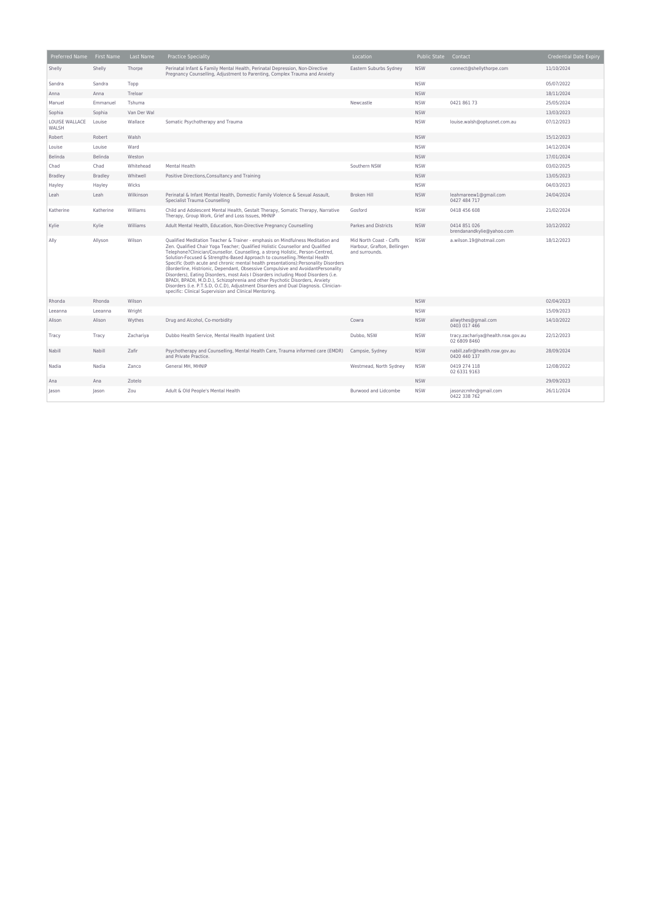| Preferred Name | First Name | Last Name | Practice Speciality | Location | Public State | Contact | Credential Date Expiry |
|---|---|---|---|---|---|---|---|
| Shelly | Shelly | Thorpe | Perinatal Infant & Family Mental Health, Perinatal Depression, Non-Directive Pregnancy Counselling, Adjustment to Parenting, Complex Trauma and Anxiety | Eastern Suburbs Sydney | NSW | connect@shellythorpe.com | 11/10/2024 |
| Sandra | Sandra | Topp | | | NSW | | 05/07/2022 |
| Anna | Anna | Treloar | | | NSW | | 18/11/2024 |
| Manuel | Emmanuel | Tshuma | | Newcastle | NSW | 0421 861 73 | 25/05/2024 |
| Sophia | Sophia | Van Der Wal | | | NSW | | 13/03/2023 |
| LOUISE WALLACE WALSH | Louise | Wallace | Somatic Psychotherapy and Trauma | | NSW | louise.walsh@optusnet.com.au | 07/12/2023 |
| Robert | Robert | Walsh | | | NSW | | 15/12/2023 |
| Louise | Louise | Ward | | | NSW | | 14/12/2024 |
| Belinda | Belinda | Weston | | | NSW | | 17/01/2024 |
| Chad | Chad | Whitehead | Mental Health | Southern NSW | NSW | | 03/02/2025 |
| Bradley | Bradley | Whitwell | Positive Directions,Consultancy and Training | | NSW | | 13/05/2023 |
| Hayley | Hayley | Wicks | | | NSW | | 04/03/2023 |
| Leah | Leah | Wilkinson | Perinatal & Infant Mental Health, Domestic Family Violence & Sexual Assault, Specialist Trauma Counselling | Broken Hill | NSW | leahmareew1@gmail.com 0427 484 717 | 24/04/2024 |
| Katherine | Katherine | Williams | Child and Adolescent Mental Health, Gestalt Therapy, Somatic Therapy, Narrative Therapy, Group Work, Grief and Loss Issues, MHNIP | Gosford | NSW | 0418 456 608 | 21/02/2024 |
| Kylie | Kylie | Williams | Adult Mental Health, Education, Non-Directive Pregnancy Counselling | Parkes and Districts | NSW | 0414 851 026 brendanandkylie@yahoo.com | 10/12/2022 |
| Ally | Allyson | Wilson | Qualified Meditation Teacher & Trainer - emphasis on Mindfulness Meditation and Zen. Qualified Chair Yoga Teacher; Qualified Holistic Counsellor and Qualified Telephone?Clinician/Counsellor. Counselling, a strong Holistic, Person-Centred, Solution-Focused & Strengths-Based Approach to counselling.?Mental Health Specific (both acute and chronic mental health presentations):Personality Disorders (Borderline, Histrionic, Dependant, Obsessive Compulsive and AvoidantPersonality Disorders), Eating Disorders, most Axis I Disorders including Mood Disorders (i.e. BPADI, BPADII, M.D.D.), Schizophrenia and other Psychotic Disorders, Anxiety Disorders (i.e. P.T.S.D, O.C.D), Adjustment Disorders and Dual Diagnosis. Clinician-specific: Clinical Supervision and Clinical Mentoring. | Mid North Coast - Coffs Harbour, Grafton, Bellingen and surrounds. | NSW | a.wilson.19@hotmail.com | 18/12/2023 |
| Rhonda | Rhonda | Wilson | | | NSW | | 02/04/2023 |
| Leeanna | Leeanna | Wright | | | NSW | | 15/09/2023 |
| Alison | Alison | Wythes | Drug and Alcohol, Co-morbidity | Cowra | NSW | aliwythes@gmail.com 0403 017 466 | 14/10/2022 |
| Tracy | Tracy | Zachariya | Dubbo Health Service, Mental Health Inpatient Unit | Dubbo, NSW | NSW | tracy.zachariya@health.nsw.gov.au 02 6809 8460 | 22/12/2023 |
| Nabill | Nabill | Zafir | Psychotherapy and Counselling, Mental Health Care, Trauma informed care (EMDR) and Private Practice. | Campsie, Sydney | NSW | nabill.zafir@health.nsw.gov.au 0420 440 137 | 28/09/2024 |
| Nadia | Nadia | Zanco | General MH, MHNIP | Westmead, North Sydney | NSW | 0419 274 118 02 6331 9163 | 12/08/2022 |
| Ana | Ana | Zotelo | | | NSW | | 29/09/2023 |
| Jason | Jason | Zou | Adult & Old People's Mental Health | Burwood and Lidcombe | NSW | jasonzcmhn@gmail.com 0422 338 762 | 26/11/2024 |